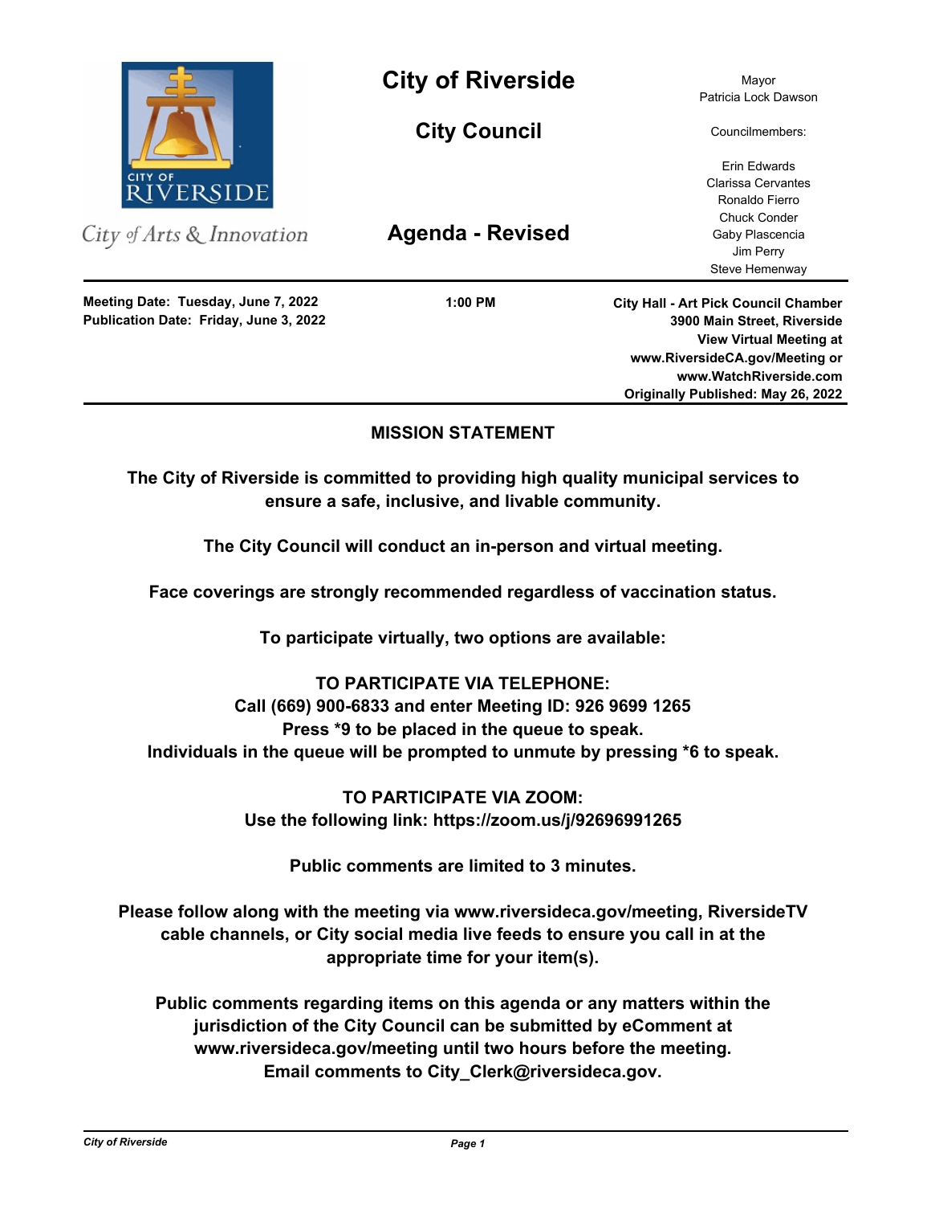City of Arts & Innovation

# City of Riverside

## City Council

## Agenda - Revised

Mayor
Patricia Lock Dawson

Councilmembers:

Erin Edwards
Clarissa Cervantes
Ronaldo Fierro
Chuck Conder
Gaby Plascencia
Jim Perry
Steve Hemenway

**Meeting Date: Tuesday, June 7, 2022**
**Publication Date: Friday, June 3, 2022**

**1:00 PM**

**City Hall - Art Pick Council Chamber**
**3900 Main Street, Riverside**
**View Virtual Meeting at**
**www.RiversideCA.gov/Meeting or**
**www.WatchRiverside.com**
**Originally Published: May 26, 2022**

---

### MISSION STATEMENT

**The City of Riverside is committed to providing high quality municipal services to ensure a safe, inclusive, and livable community.**

**The City Council will conduct an in-person and virtual meeting.**

**Face coverings are strongly recommended regardless of vaccination status.**

**To participate virtually, two options are available:**

**TO PARTICIPATE VIA TELEPHONE:**
**Call (669) 900-6833 and enter Meeting ID: 926 9699 1265**
**Press *9 to be placed in the queue to speak.**
**Individuals in the queue will be prompted to unmute by pressing *6 to speak.**

**TO PARTICIPATE VIA ZOOM:**
**Use the following link: https://zoom.us/j/92696991265**

**Public comments are limited to 3 minutes.**

**Please follow along with the meeting via www.riversideca.gov/meeting, RiversideTV cable channels, or City social media live feeds to ensure you call in at the appropriate time for your item(s).**

**Public comments regarding items on this agenda or any matters within the jurisdiction of the City Council can be submitted by eComment at www.riversideca.gov/meeting until two hours before the meeting. Email comments to City_Clerk@riversideca.gov.**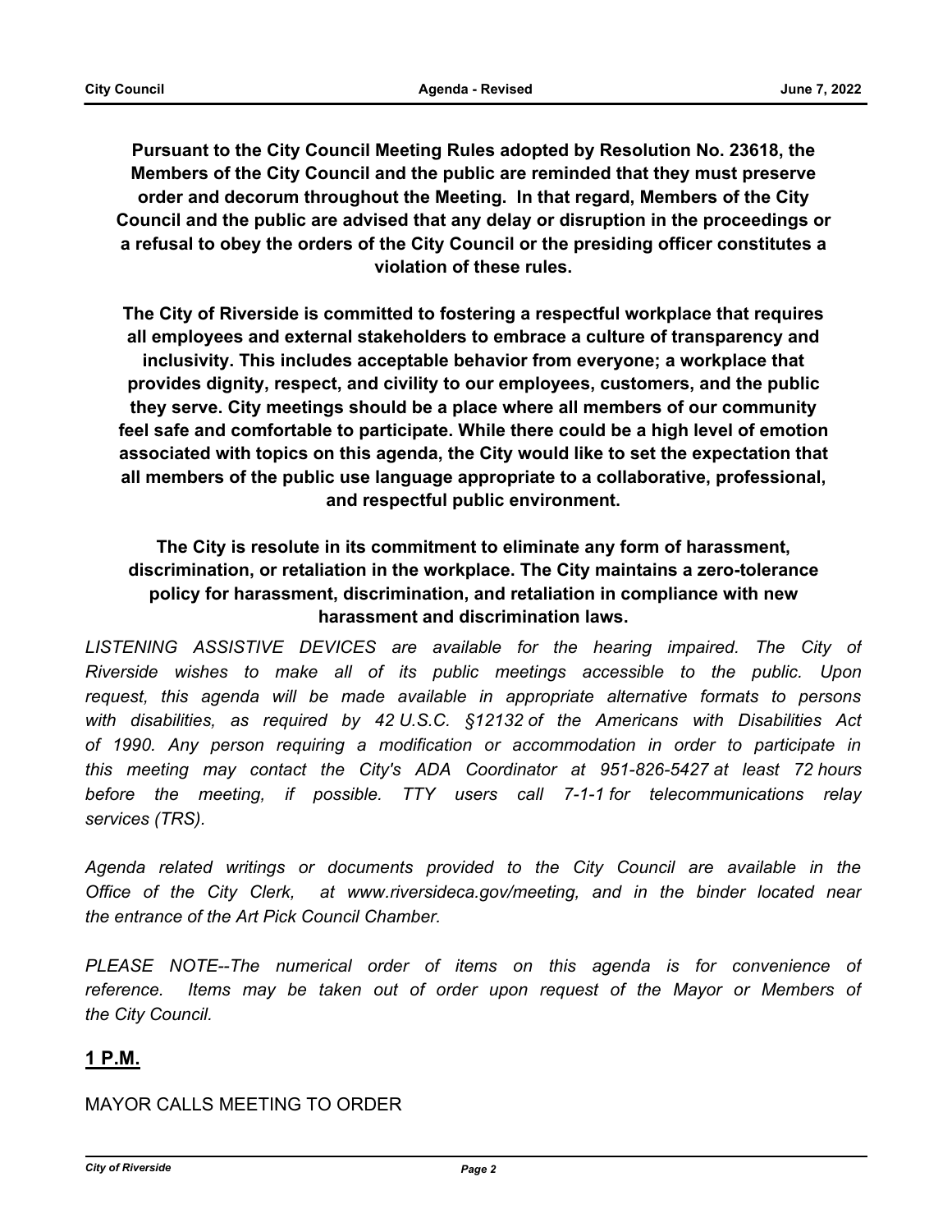**Pursuant to the City Council Meeting Rules adopted by Resolution No. 23618, the Members of the City Council and the public are reminded that they must preserve order and decorum throughout the Meeting. In that regard, Members of the City Council and the public are advised that any delay or disruption in the proceedings or a refusal to obey the orders of the City Council or the presiding officer constitutes a violation of these rules.**

**The City of Riverside is committed to fostering a respectful workplace that requires all employees and external stakeholders to embrace a culture of transparency and inclusivity. This includes acceptable behavior from everyone; a workplace that provides dignity, respect, and civility to our employees, customers, and the public they serve. City meetings should be a place where all members of our community feel safe and comfortable to participate. While there could be a high level of emotion associated with topics on this agenda, the City would like to set the expectation that all members of the public use language appropriate to a collaborative, professional, and respectful public environment.**

**The City is resolute in its commitment to eliminate any form of harassment, discrimination, or retaliation in the workplace. The City maintains a zero-tolerance policy for harassment, discrimination, and retaliation in compliance with new harassment and discrimination laws.**

*LISTENING ASSISTIVE DEVICES are available for the hearing impaired. The City of Riverside wishes to make all of its public meetings accessible to the public. Upon request, this agenda will be made available in appropriate alternative formats to persons with disabilities, as required by 42 U.S.C. §12132 of the Americans with Disabilities Act of 1990. Any person requiring a modification or accommodation in order to participate in this meeting may contact the City's ADA Coordinator at 951-826-5427 at least 72 hours before the meeting, if possible. TTY users call 7-1-1 for telecommunications relay services (TRS).*

*Agenda related writings or documents provided to the City Council are available in the Office of the City Clerk, at www.riversideca.gov/meeting, and in the binder located near the entrance of the Art Pick Council Chamber.*

*PLEASE NOTE--The numerical order of items on this agenda is for convenience of reference. Items may be taken out of order upon request of the Mayor or Members of the City Council.*

## 1 P.M.

MAYOR CALLS MEETING TO ORDER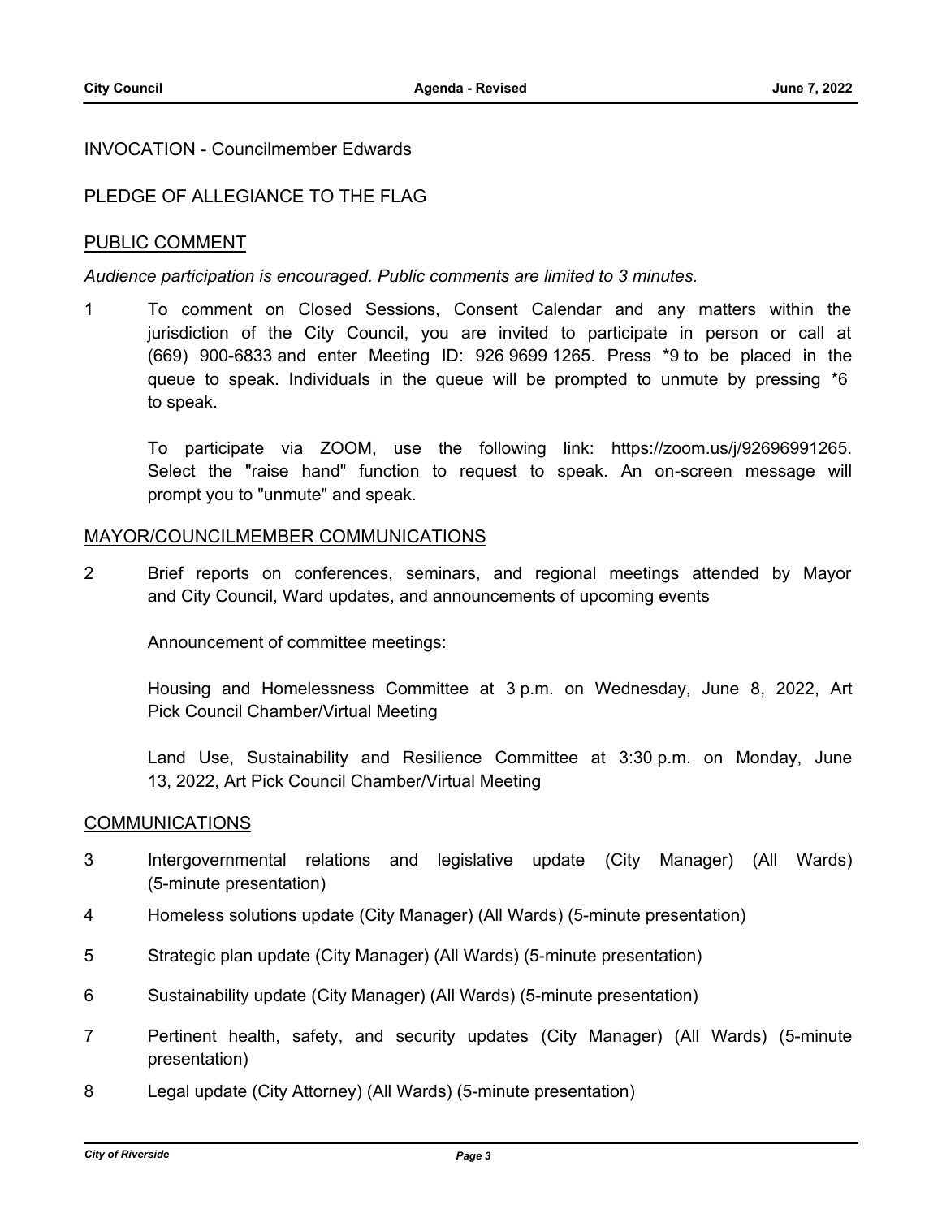INVOCATION - Councilmember Edwards

PLEDGE OF ALLEGIANCE TO THE FLAG

## PUBLIC COMMENT

*Audience participation is encouraged. Public comments are limited to 3 minutes.*

1 To comment on Closed Sessions, Consent Calendar and any matters within the jurisdiction of the City Council, you are invited to participate in person or call at (669) 900-6833 and enter Meeting ID: 926 9699 1265. Press *9 to be placed in the queue to speak. Individuals in the queue will be prompted to unmute by pressing *6 to speak.

To participate via ZOOM, use the following link: https://zoom.us/j/92696991265. Select the "raise hand" function to request to speak. An on-screen message will prompt you to "unmute" and speak.

## MAYOR/COUNCILMEMBER COMMUNICATIONS

2 Brief reports on conferences, seminars, and regional meetings attended by Mayor and City Council, Ward updates, and announcements of upcoming events

Announcement of committee meetings:

Housing and Homelessness Committee at 3 p.m. on Wednesday, June 8, 2022, Art Pick Council Chamber/Virtual Meeting

Land Use, Sustainability and Resilience Committee at 3:30 p.m. on Monday, June 13, 2022, Art Pick Council Chamber/Virtual Meeting

## COMMUNICATIONS

3 Intergovernmental relations and legislative update (City Manager) (All Wards) (5-minute presentation)

4 Homeless solutions update (City Manager) (All Wards) (5-minute presentation)

5 Strategic plan update (City Manager) (All Wards) (5-minute presentation)

6 Sustainability update (City Manager) (All Wards) (5-minute presentation)

7 Pertinent health, safety, and security updates (City Manager) (All Wards) (5-minute presentation)

8 Legal update (City Attorney) (All Wards) (5-minute presentation)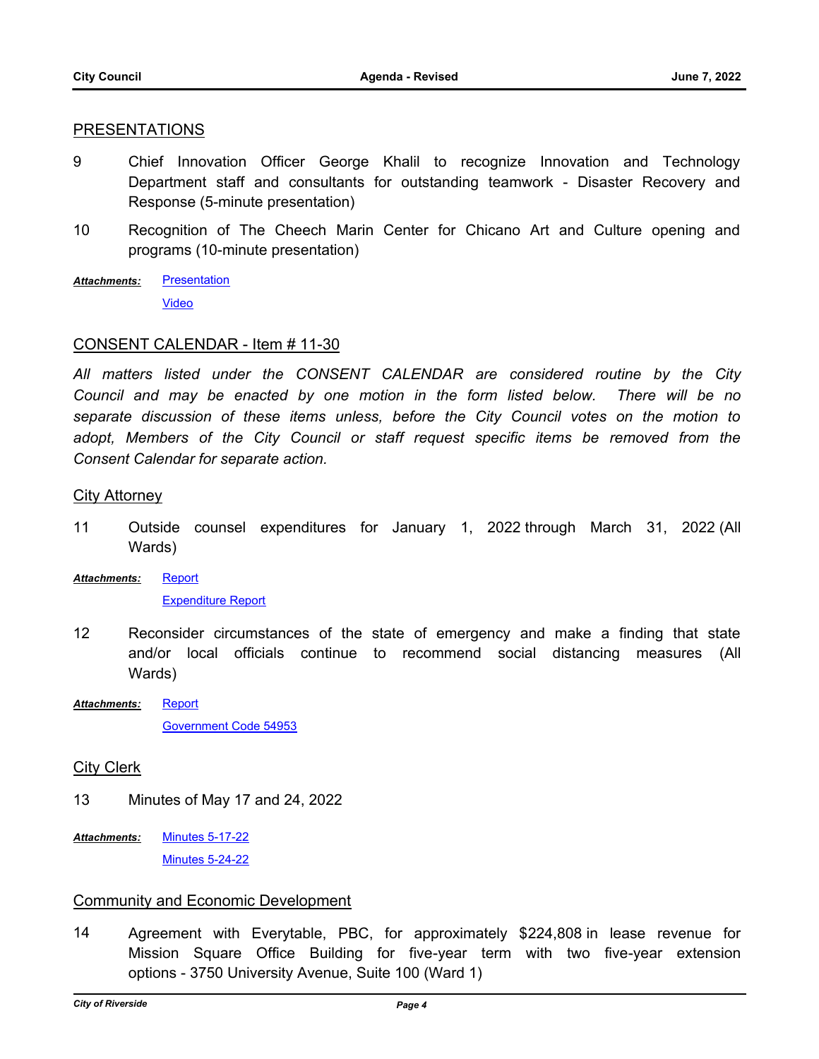## PRESENTATIONS

9 Chief Innovation Officer George Khalil to recognize Innovation and Technology Department staff and consultants for outstanding teamwork - Disaster Recovery and Response (5-minute presentation)

10 Recognition of The Cheech Marin Center for Chicano Art and Culture opening and programs (10-minute presentation)

***Attachments:*** Presentation
Video

## CONSENT CALENDAR - Item # 11-30

*All matters listed under the CONSENT CALENDAR are considered routine by the City Council and may be enacted by one motion in the form listed below. There will be no separate discussion of these items unless, before the City Council votes on the motion to adopt, Members of the City Council or staff request specific items be removed from the Consent Calendar for separate action.*

### City Attorney

11 Outside counsel expenditures for January 1, 2022 through March 31, 2022 (All Wards)

***Attachments:*** Report
Expenditure Report

12 Reconsider circumstances of the state of emergency and make a finding that state and/or local officials continue to recommend social distancing measures (All Wards)

***Attachments:*** Report
Government Code 54953

### City Clerk

13 Minutes of May 17 and 24, 2022

***Attachments:*** Minutes 5-17-22
Minutes 5-24-22

### Community and Economic Development

14 Agreement with Everytable, PBC, for approximately $224,808 in lease revenue for Mission Square Office Building for five-year term with two five-year extension options - 3750 University Avenue, Suite 100 (Ward 1)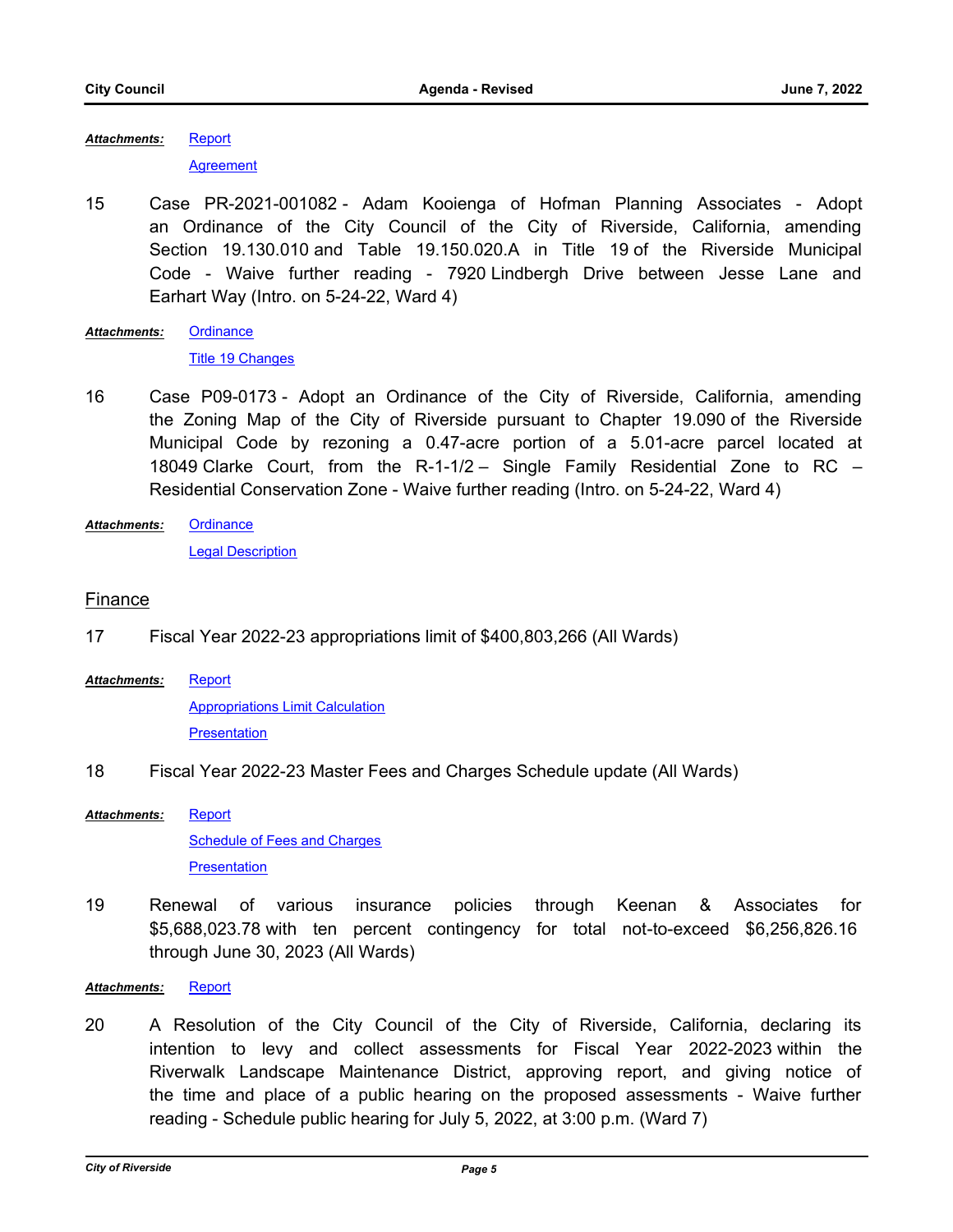***Attachments:*** Report

Agreement

15 Case PR-2021-001082 - Adam Kooienga of Hofman Planning Associates - Adopt an Ordinance of the City Council of the City of Riverside, California, amending Section 19.130.010 and Table 19.150.020.A in Title 19 of the Riverside Municipal Code - Waive further reading - 7920 Lindbergh Drive between Jesse Lane and Earhart Way (Intro. on 5-24-22, Ward 4)

***Attachments:*** Ordinance

Title 19 Changes

16 Case P09-0173 - Adopt an Ordinance of the City of Riverside, California, amending the Zoning Map of the City of Riverside pursuant to Chapter 19.090 of the Riverside Municipal Code by rezoning a 0.47-acre portion of a 5.01-acre parcel located at 18049 Clarke Court, from the R-1-1/2 – Single Family Residential Zone to RC – Residential Conservation Zone - Waive further reading (Intro. on 5-24-22, Ward 4)

***Attachments:*** Ordinance

Legal Description

## Finance

17 Fiscal Year 2022-23 appropriations limit of $400,803,266 (All Wards)

***Attachments:*** Report

Appropriations Limit Calculation

Presentation

18 Fiscal Year 2022-23 Master Fees and Charges Schedule update (All Wards)

***Attachments:*** Report

Schedule of Fees and Charges

Presentation

19 Renewal of various insurance policies through Keenan & Associates for $5,688,023.78 with ten percent contingency for total not-to-exceed $6,256,826.16 through June 30, 2023 (All Wards)

***Attachments:*** Report

20 A Resolution of the City Council of the City of Riverside, California, declaring its intention to levy and collect assessments for Fiscal Year 2022-2023 within the Riverwalk Landscape Maintenance District, approving report, and giving notice of the time and place of a public hearing on the proposed assessments - Waive further reading - Schedule public hearing for July 5, 2022, at 3:00 p.m. (Ward 7)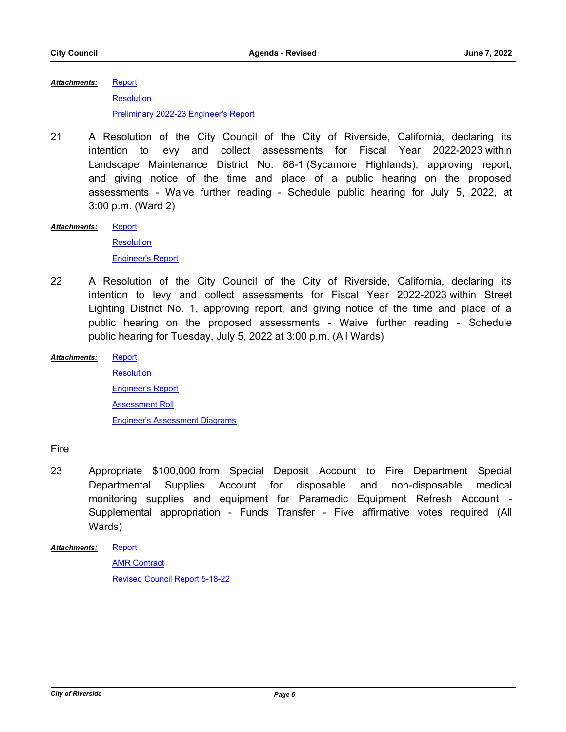***Attachments:*** Report

Resolution

Preliminary 2022-23 Engineer's Report

21 A Resolution of the City Council of the City of Riverside, California, declaring its intention to levy and collect assessments for Fiscal Year 2022-2023 within Landscape Maintenance District No. 88-1 (Sycamore Highlands), approving report, and giving notice of the time and place of a public hearing on the proposed assessments - Waive further reading - Schedule public hearing for July 5, 2022, at 3:00 p.m. (Ward 2)

***Attachments:*** Report

Resolution

Engineer's Report

22 A Resolution of the City Council of the City of Riverside, California, declaring its intention to levy and collect assessments for Fiscal Year 2022-2023 within Street Lighting District No. 1, approving report, and giving notice of the time and place of a public hearing on the proposed assessments - Waive further reading - Schedule public hearing for Tuesday, July 5, 2022 at 3:00 p.m. (All Wards)

***Attachments:*** Report

Resolution

Engineer's Report

Assessment Roll

Engineer's Assessment Diagrams

## Fire

23 Appropriate $100,000 from Special Deposit Account to Fire Department Special Departmental Supplies Account for disposable and non-disposable medical monitoring supplies and equipment for Paramedic Equipment Refresh Account - Supplemental appropriation - Funds Transfer - Five affirmative votes required (All Wards)

***Attachments:*** Report

AMR Contract

Revised Council Report 5-18-22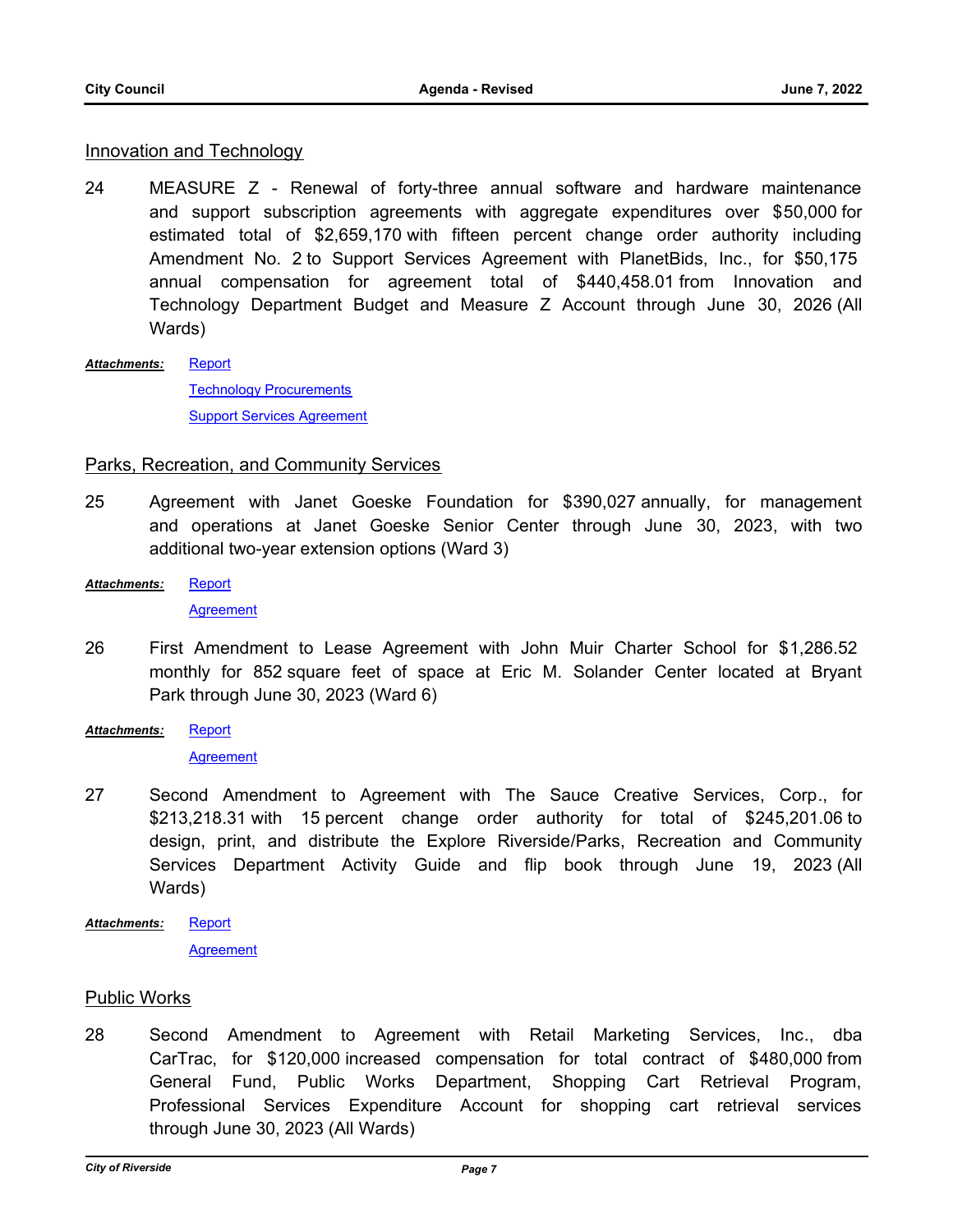## Innovation and Technology

24 MEASURE Z - Renewal of forty-three annual software and hardware maintenance and support subscription agreements with aggregate expenditures over $50,000 for estimated total of $2,659,170 with fifteen percent change order authority including Amendment No. 2 to Support Services Agreement with PlanetBids, Inc., for $50,175 annual compensation for agreement total of $440,458.01 from Innovation and Technology Department Budget and Measure Z Account through June 30, 2026 (All Wards)

***Attachments:*** Report
Technology Procurements
Support Services Agreement

## Parks, Recreation, and Community Services

25 Agreement with Janet Goeske Foundation for $390,027 annually, for management and operations at Janet Goeske Senior Center through June 30, 2023, with two additional two-year extension options (Ward 3)

***Attachments:*** Report
Agreement

26 First Amendment to Lease Agreement with John Muir Charter School for $1,286.52 monthly for 852 square feet of space at Eric M. Solander Center located at Bryant Park through June 30, 2023 (Ward 6)

***Attachments:*** Report
Agreement

27 Second Amendment to Agreement with The Sauce Creative Services, Corp., for $213,218.31 with 15 percent change order authority for total of $245,201.06 to design, print, and distribute the Explore Riverside/Parks, Recreation and Community Services Department Activity Guide and flip book through June 19, 2023 (All Wards)

***Attachments:*** Report
Agreement

## Public Works

28 Second Amendment to Agreement with Retail Marketing Services, Inc., dba CarTrac, for $120,000 increased compensation for total contract of $480,000 from General Fund, Public Works Department, Shopping Cart Retrieval Program, Professional Services Expenditure Account for shopping cart retrieval services through June 30, 2023 (All Wards)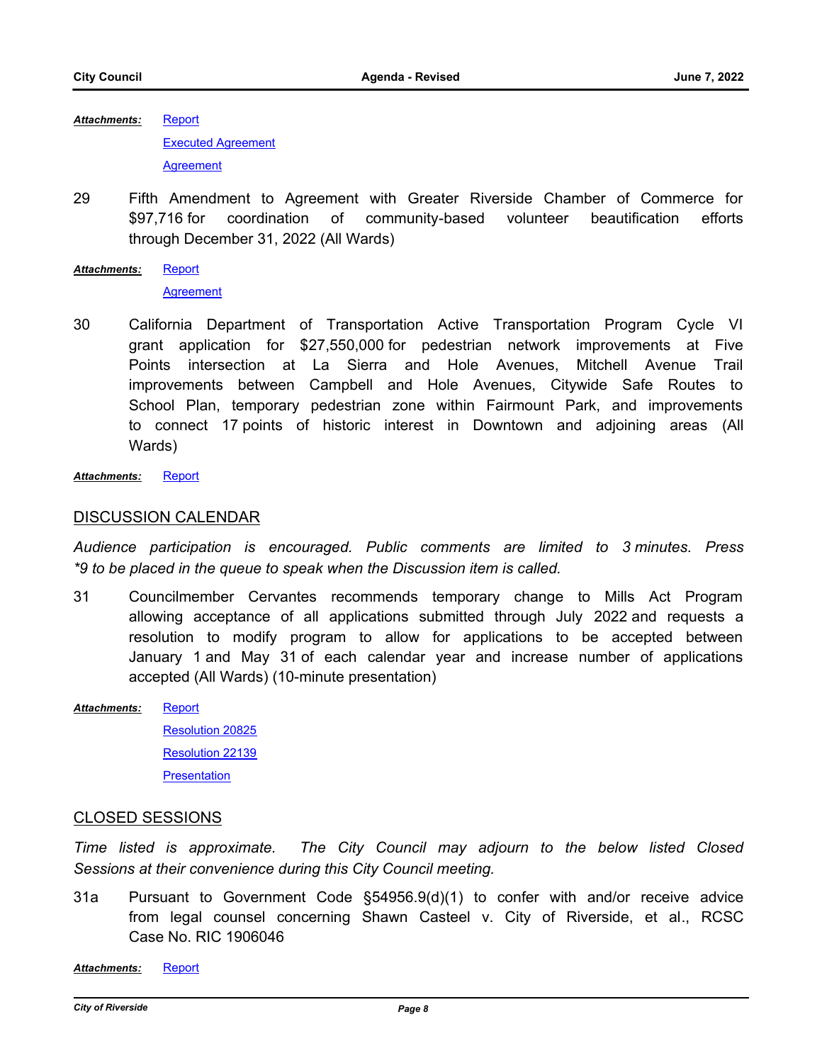***Attachments:*** Report
Executed Agreement
Agreement

29 Fifth Amendment to Agreement with Greater Riverside Chamber of Commerce for $97,716 for coordination of community-based volunteer beautification efforts through December 31, 2022 (All Wards)

***Attachments:*** Report
Agreement

30 California Department of Transportation Active Transportation Program Cycle VI grant application for $27,550,000 for pedestrian network improvements at Five Points intersection at La Sierra and Hole Avenues, Mitchell Avenue Trail improvements between Campbell and Hole Avenues, Citywide Safe Routes to School Plan, temporary pedestrian zone within Fairmount Park, and improvements to connect 17 points of historic interest in Downtown and adjoining areas (All Wards)

***Attachments:*** Report

## DISCUSSION CALENDAR

*Audience participation is encouraged. Public comments are limited to 3 minutes. Press *9 to be placed in the queue to speak when the Discussion item is called.*

31 Councilmember Cervantes recommends temporary change to Mills Act Program allowing acceptance of all applications submitted through July 2022 and requests a resolution to modify program to allow for applications to be accepted between January 1 and May 31 of each calendar year and increase number of applications accepted (All Wards) (10-minute presentation)

***Attachments:*** Report
Resolution 20825
Resolution 22139
Presentation

## CLOSED SESSIONS

*Time listed is approximate. The City Council may adjourn to the below listed Closed Sessions at their convenience during this City Council meeting.*

31a Pursuant to Government Code §54956.9(d)(1) to confer with and/or receive advice from legal counsel concerning Shawn Casteel v. City of Riverside, et al., RCSC Case No. RIC 1906046

***Attachments:*** Report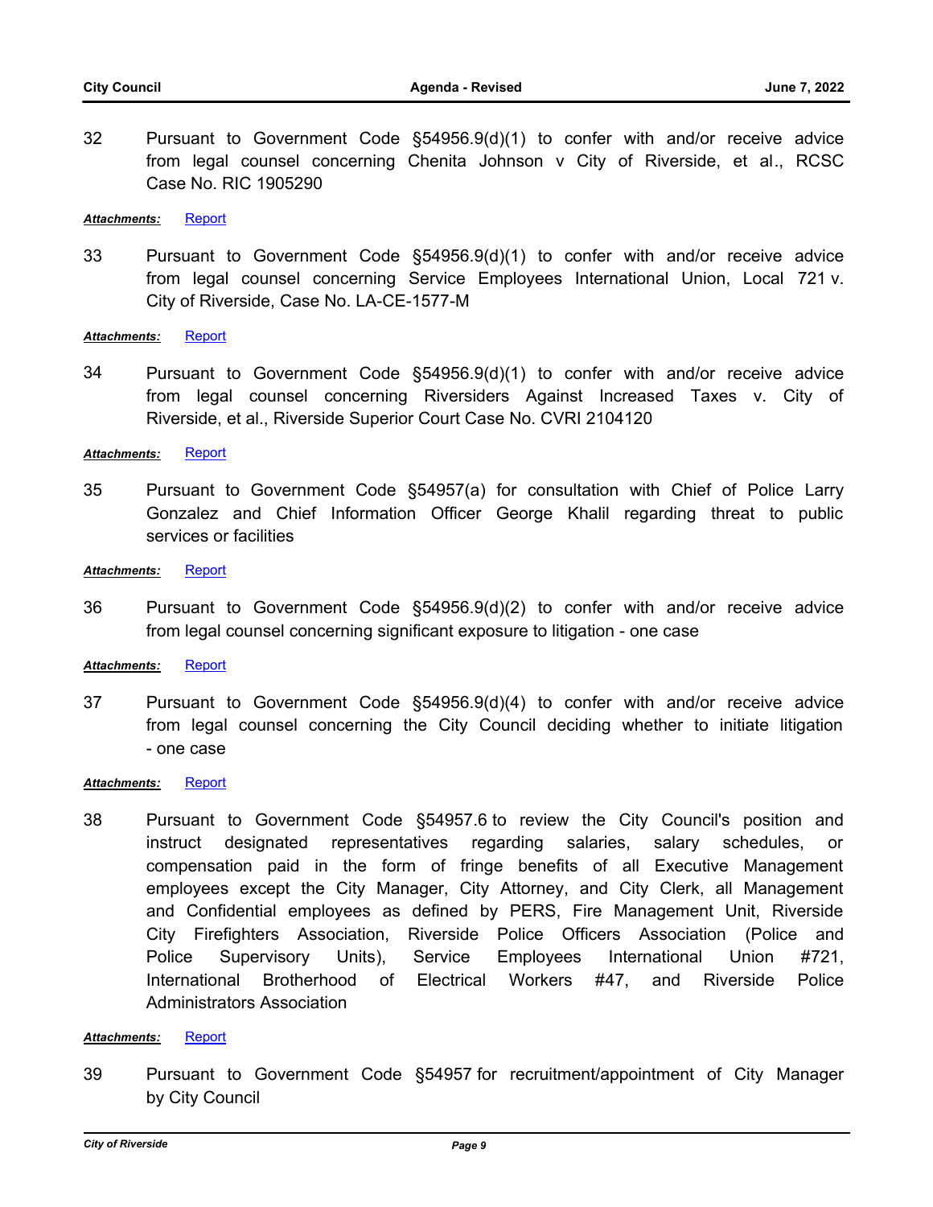32 Pursuant to Government Code §54956.9(d)(1) to confer with and/or receive advice from legal counsel concerning Chenita Johnson v City of Riverside, et al., RCSC Case No. RIC 1905290

***Attachments:*** Report

33 Pursuant to Government Code §54956.9(d)(1) to confer with and/or receive advice from legal counsel concerning Service Employees International Union, Local 721 v. City of Riverside, Case No. LA-CE-1577-M

***Attachments:*** Report

34 Pursuant to Government Code §54956.9(d)(1) to confer with and/or receive advice from legal counsel concerning Riversiders Against Increased Taxes v. City of Riverside, et al., Riverside Superior Court Case No. CVRI 2104120

***Attachments:*** Report

35 Pursuant to Government Code §54957(a) for consultation with Chief of Police Larry Gonzalez and Chief Information Officer George Khalil regarding threat to public services or facilities

***Attachments:*** Report

36 Pursuant to Government Code §54956.9(d)(2) to confer with and/or receive advice from legal counsel concerning significant exposure to litigation - one case

***Attachments:*** Report

37 Pursuant to Government Code §54956.9(d)(4) to confer with and/or receive advice from legal counsel concerning the City Council deciding whether to initiate litigation - one case

***Attachments:*** Report

38 Pursuant to Government Code §54957.6 to review the City Council's position and instruct designated representatives regarding salaries, salary schedules, or compensation paid in the form of fringe benefits of all Executive Management employees except the City Manager, City Attorney, and City Clerk, all Management and Confidential employees as defined by PERS, Fire Management Unit, Riverside City Firefighters Association, Riverside Police Officers Association (Police and Police Supervisory Units), Service Employees International Union #721, International Brotherhood of Electrical Workers #47, and Riverside Police Administrators Association

***Attachments:*** Report

39 Pursuant to Government Code §54957 for recruitment/appointment of City Manager by City Council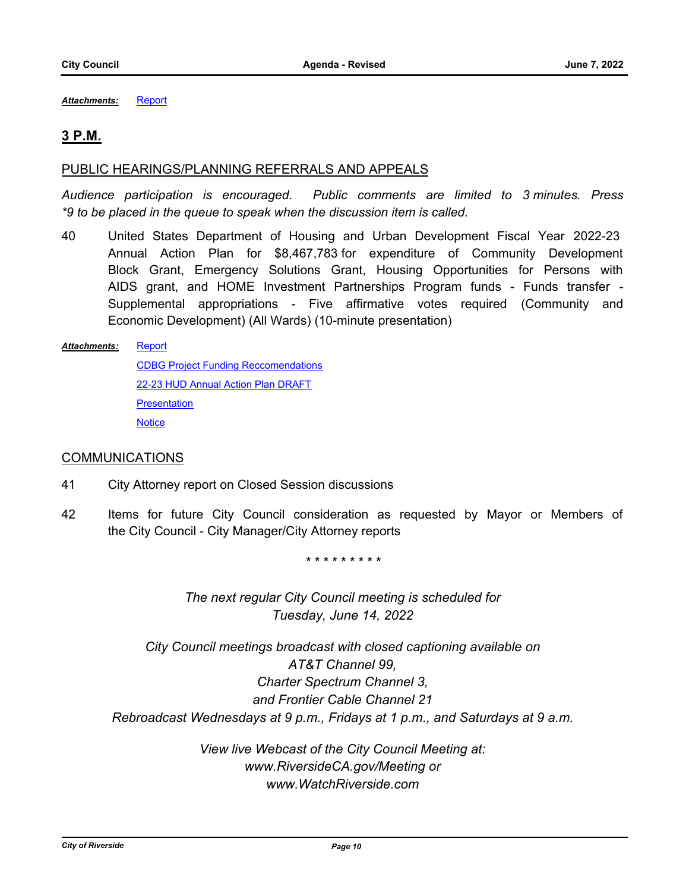*Attachments:* Report

## 3 P.M.

PUBLIC HEARINGS/PLANNING REFERRALS AND APPEALS

*Audience participation is encouraged. Public comments are limited to 3 minutes. Press *9 to be placed in the queue to speak when the discussion item is called.*

40 United States Department of Housing and Urban Development Fiscal Year 2022-23 Annual Action Plan for $8,467,783 for expenditure of Community Development Block Grant, Emergency Solutions Grant, Housing Opportunities for Persons with AIDS grant, and HOME Investment Partnerships Program funds - Funds transfer - Supplemental appropriations - Five affirmative votes required (Community and Economic Development) (All Wards) (10-minute presentation)

*Attachments:* Report
CDBG Project Funding Reccomendations
22-23 HUD Annual Action Plan DRAFT
Presentation
Notice

COMMUNICATIONS

41 City Attorney report on Closed Session discussions

42 Items for future City Council consideration as requested by Mayor or Members of the City Council - City Manager/City Attorney reports

\* \* \* \* \* \* \* \* \*

*The next regular City Council meeting is scheduled for Tuesday, June 14, 2022*

*City Council meetings broadcast with closed captioning available on AT&T Channel 99, Charter Spectrum Channel 3, and Frontier Cable Channel 21*
*Rebroadcast Wednesdays at 9 p.m., Fridays at 1 p.m., and Saturdays at 9 a.m.*

*View live Webcast of the City Council Meeting at: www.RiversideCA.gov/Meeting or www.WatchRiverside.com*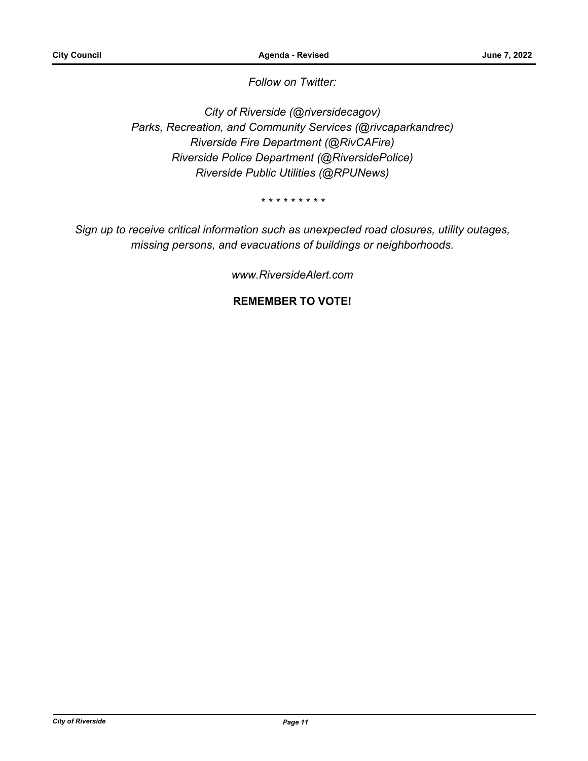*Follow on Twitter:*

*City of Riverside (@riversidecagov)*
*Parks, Recreation, and Community Services (@rivcaparkandrec)*
*Riverside Fire Department (@RivCAFire)*
*Riverside Police Department (@RiversidePolice)*
*Riverside Public Utilities (@RPUNews)*

\* \* \* \* \* \* \* \* \*

*Sign up to receive critical information such as unexpected road closures, utility outages, missing persons, and evacuations of buildings or neighborhoods.*

*www.RiversideAlert.com*

**REMEMBER TO VOTE!**